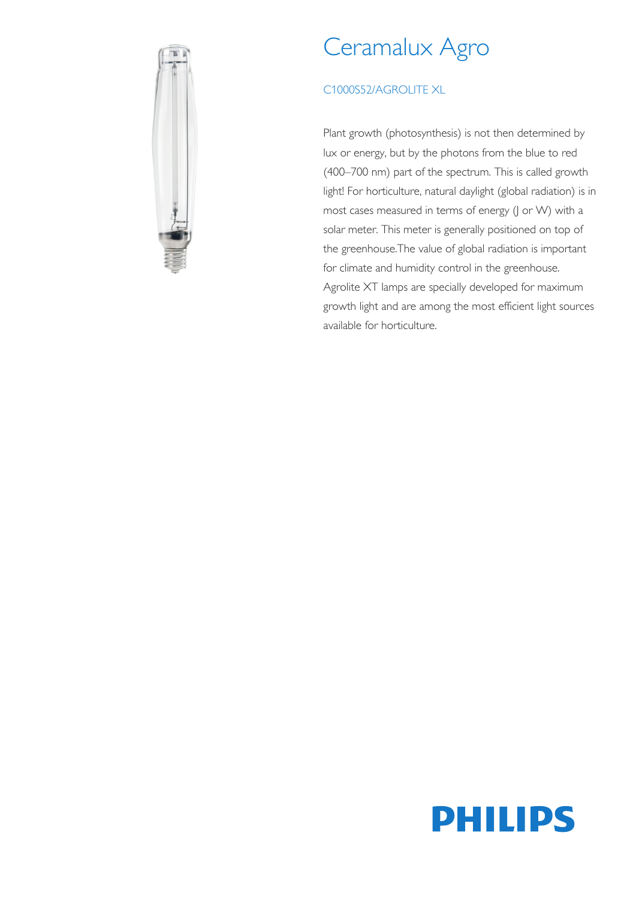# Ceramalux Agro

## C1000S52/AGROLITE XL

Plant growth (photosynthesis) is not then determined by lux or energy, but by the photons from the blue to red (400–700 nm) part of the spectrum. This is called growth light! For horticulture, natural daylight (global radiation) is in most cases measured in terms of energy (J or W) with a solar meter. This meter is generally positioned on top of the greenhouse.The value of global radiation is important for climate and humidity control in the greenhouse. Agrolite XT lamps are specially developed for maximum growth light and are among the most efficient light sources available for horticulture.

PHILIPS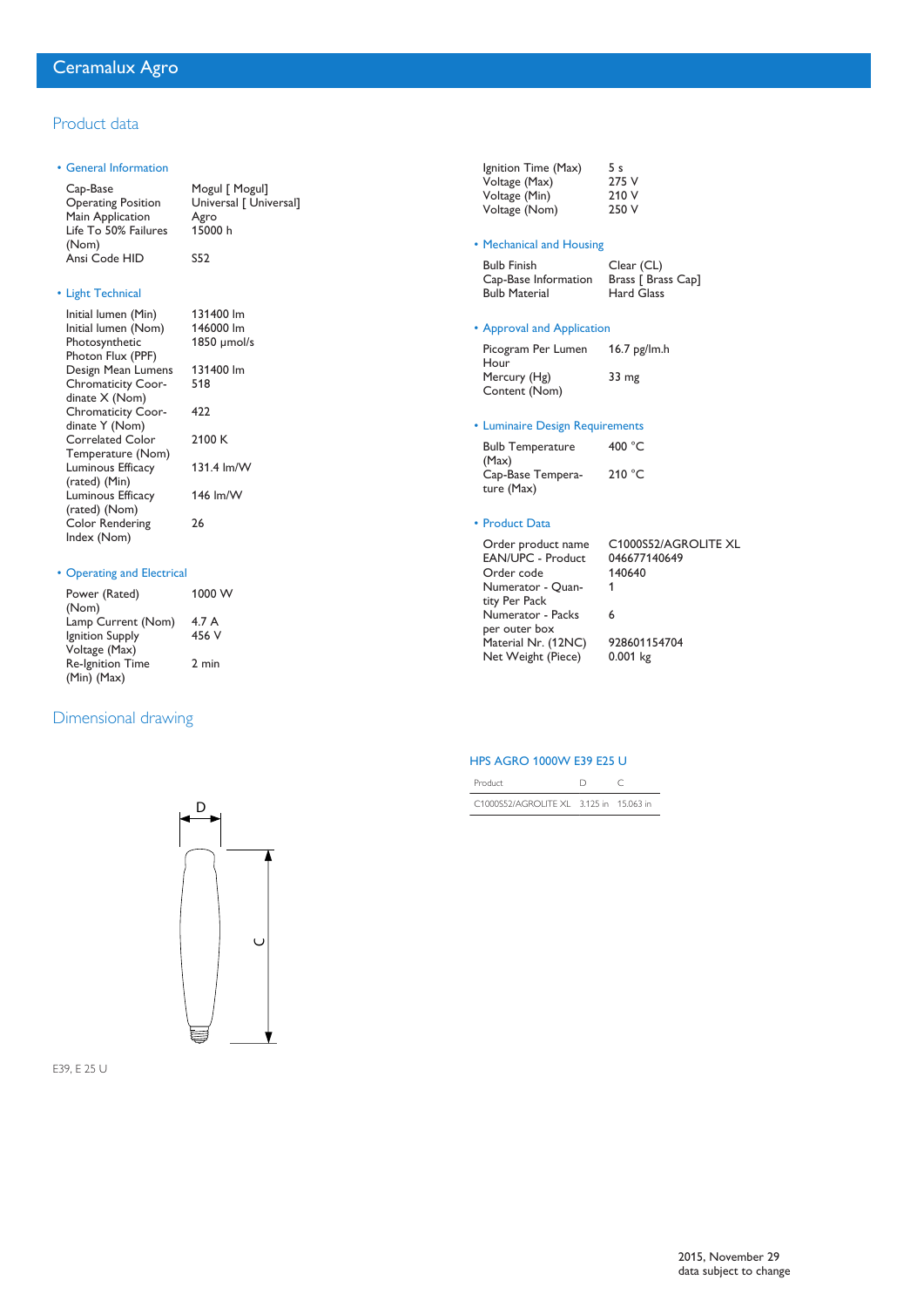# Ceramalux Agro

## Product data

### General Information

| | |
|---|---|
| Cap-Base | Mogul [ Mogul] |
| Operating Position | Universal [ Universal] |
| Main Application | Agro |
| Life To 50% Failures (Nom) | 15000 h |
| Ansi Code HID | S52 |

### Light Technical

| | |
|---|---|
| Initial lumen (Min) | 131400 lm |
| Initial lumen (Nom) | 146000 lm |
| Photosynthetic Photon Flux (PPF) | 1850 µmol/s |
| Design Mean Lumens | 131400 lm |
| Chromaticity Coordinate X (Nom) | 518 |
| Chromaticity Coordinate Y (Nom) | 422 |
| Correlated Color Temperature (Nom) | 2100 K |
| Luminous Efficacy (rated) (Min) | 131.4 lm/W |
| Luminous Efficacy (rated) (Nom) | 146 lm/W |
| Color Rendering Index (Nom) | 26 |

### Operating and Electrical

| | |
|---|---|
| Power (Rated) (Nom) | 1000 W |
| Lamp Current (Nom) | 4.7 A |
| Ignition Supply Voltage (Max) | 456 V |
| Re-Ignition Time (Min) (Max) | 2 min |
| Ignition Time (Max) | 5 s |
| Voltage (Max) | 275 V |
| Voltage (Min) | 210 V |
| Voltage (Nom) | 250 V |

### Mechanical and Housing

| | |
|---|---|
| Bulb Finish | Clear (CL) |
| Cap-Base Information | Brass [ Brass Cap] |
| Bulb Material | Hard Glass |

### Approval and Application

| | |
|---|---|
| Picogram Per Lumen Hour | 16.7 pg/lm.h |
| Mercury (Hg) Content (Nom) | 33 mg |

### Luminaire Design Requirements

| | |
|---|---|
| Bulb Temperature (Max) | 400 °C |
| Cap-Base Temperature (Max) | 210 °C |

### Product Data

| | |
|---|---|
| Order product name | C1000S52/AGROLITE XL |
| EAN/UPC - Product | 046677140649 |
| Order code | 140640 |
| Numerator - Quantity Per Pack | 1 |
| Numerator - Packs per outer box | 6 |
| Material Nr. (12NC) | 928601154704 |
| Net Weight (Piece) | 0.001 kg |

## Dimensional drawing

E39, E 25 U

### HPS AGRO 1000W E39 E25 U

| Product | D | C |
|---|---|---|
| C1000S52/AGROLITE XL | 3.125 in | 15.063 in |

2015, November 29
data subject to change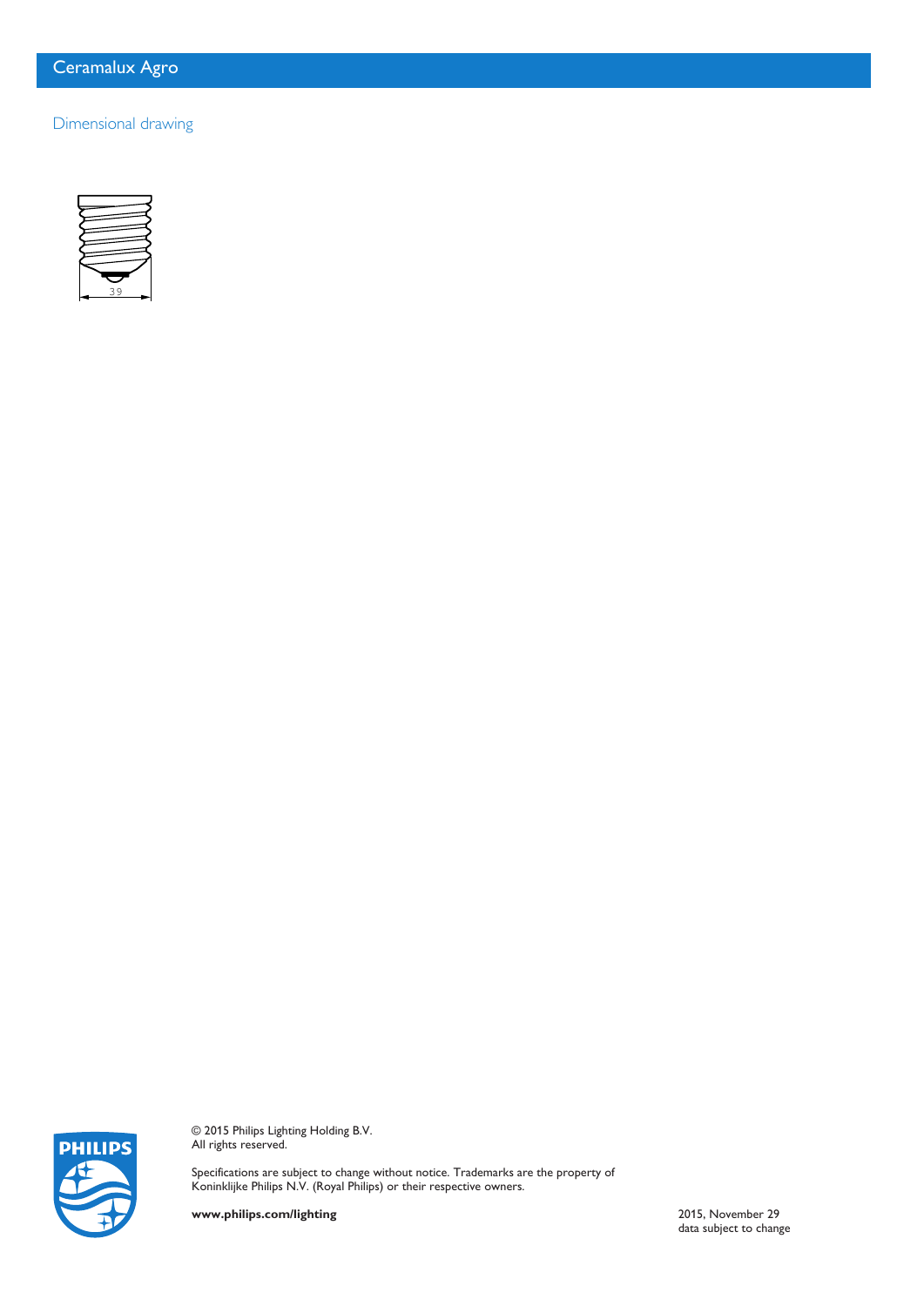# Ceramalux Agro

## Dimensional drawing

39

© 2015 Philips Lighting Holding B.V.
All rights reserved.

Specifications are subject to change without notice. Trademarks are the property of Koninklijke Philips N.V. (Royal Philips) or their respective owners.

**www.philips.com/lighting**

2015, November 29
data subject to change